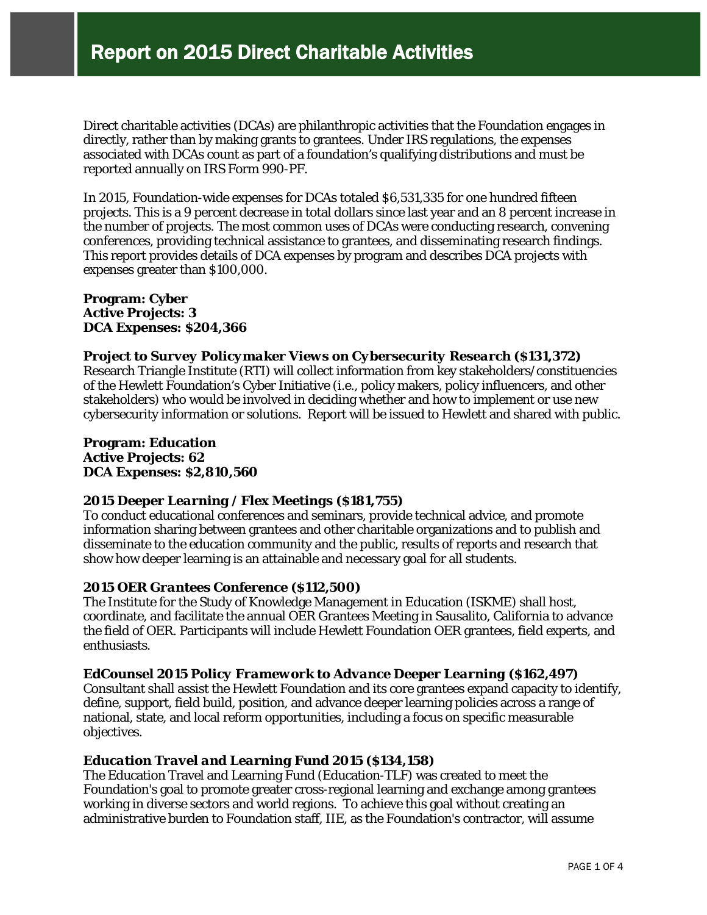# Report on 2015 Direct Charitable Activities

Direct charitable activities (DCAs) are philanthropic activities that the Foundation engages in directly, rather than by making grants to grantees. Under IRS regulations, the expenses associated with DCAs count as part of a foundation's qualifying distributions and must be reported annually on IRS Form 990-PF.

In 2015, Foundation-wide expenses for DCAs totaled $6,531,335 for one hundred fifteen projects. This is a 9 percent decrease in total dollars since last year and an 8 percent increase in the number of projects. The most common uses of DCAs were conducting research, convening conferences, providing technical assistance to grantees, and disseminating research findings. This report provides details of DCA expenses by program and describes DCA projects with expenses greater than $100,000.

**Program: Cyber**
**Active Projects: 3**
**DCA Expenses: $204,366**

***Project to Survey Policymaker Views on Cybersecurity Research ($131,372)***
Research Triangle Institute (RTI) will collect information from key stakeholders/constituencies of the Hewlett Foundation's Cyber Initiative (i.e., policy makers, policy influencers, and other stakeholders) who would be involved in deciding whether and how to implement or use new cybersecurity information or solutions. Report will be issued to Hewlett and shared with public.

**Program: Education**
**Active Projects: 62**
**DCA Expenses: $2,810,560**

***2015 Deeper Learning / Flex Meetings ($181,755)***
To conduct educational conferences and seminars, provide technical advice, and promote information sharing between grantees and other charitable organizations and to publish and disseminate to the education community and the public, results of reports and research that show how deeper learning is an attainable and necessary goal for all students.

***2015 OER Grantees Conference ($112,500)***
The Institute for the Study of Knowledge Management in Education (ISKME) shall host, coordinate, and facilitate the annual OER Grantees Meeting in Sausalito, California to advance the field of OER. Participants will include Hewlett Foundation OER grantees, field experts, and enthusiasts.

***EdCounsel 2015 Policy Framework to Advance Deeper Learning ($162,497)***
Consultant shall assist the Hewlett Foundation and its core grantees expand capacity to identify, define, support, field build, position, and advance deeper learning policies across a range of national, state, and local reform opportunities, including a focus on specific measurable objectives.

***Education Travel and Learning Fund 2015 ($134,158)***
The Education Travel and Learning Fund (Education-TLF) was created to meet the Foundation's goal to promote greater cross-regional learning and exchange among grantees working in diverse sectors and world regions. To achieve this goal without creating an administrative burden to Foundation staff, IIE, as the Foundation's contractor, will assume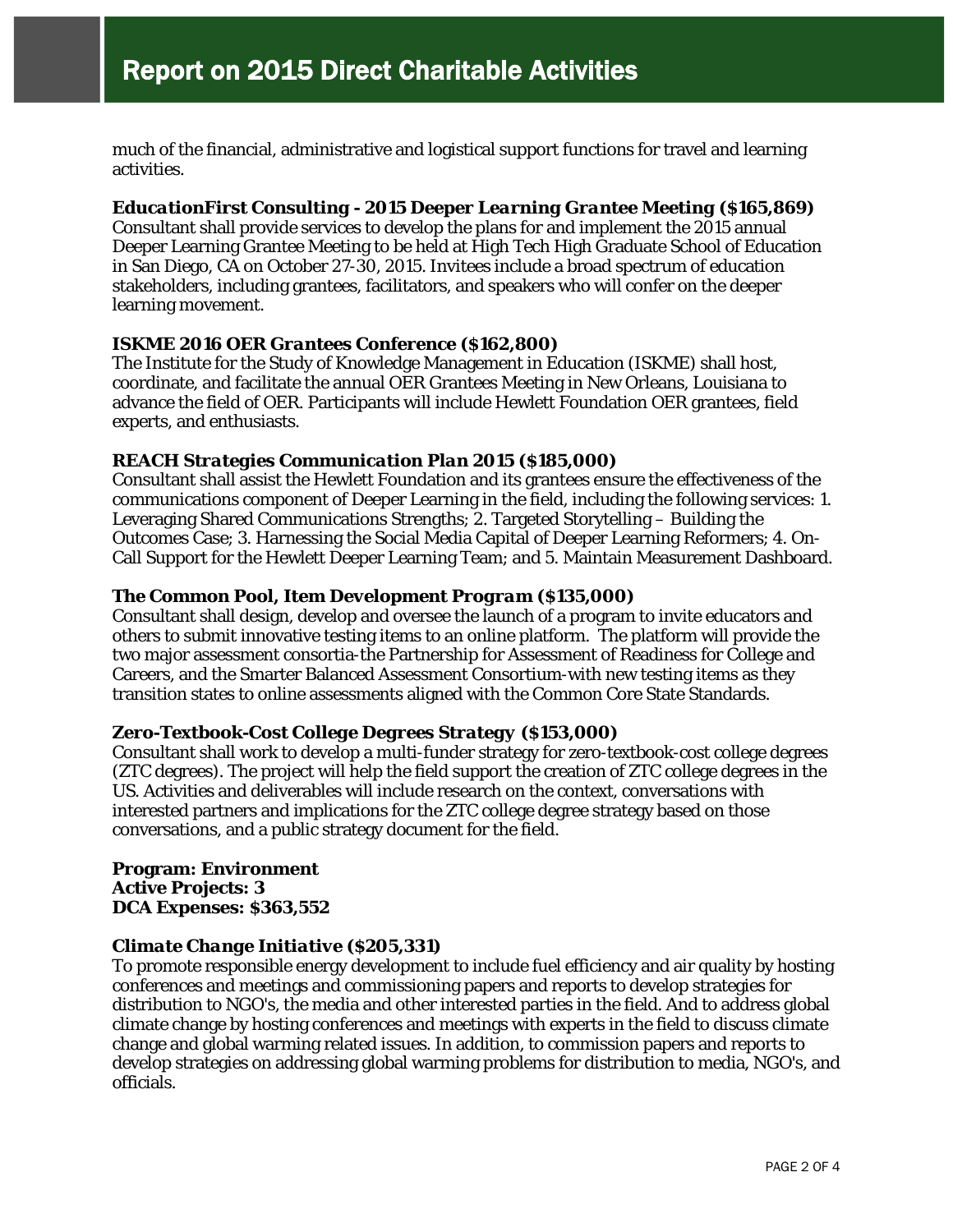much of the financial, administrative and logistical support functions for travel and learning activities.

***EducationFirst Consulting - 2015 Deeper Learning Grantee Meeting ($165,869)***
Consultant shall provide services to develop the plans for and implement the 2015 annual Deeper Learning Grantee Meeting to be held at High Tech High Graduate School of Education in San Diego, CA on October 27-30, 2015. Invitees include a broad spectrum of education stakeholders, including grantees, facilitators, and speakers who will confer on the deeper learning movement.

***ISKME 2016 OER Grantees Conference ($162,800)***
The Institute for the Study of Knowledge Management in Education (ISKME) shall host, coordinate, and facilitate the annual OER Grantees Meeting in New Orleans, Louisiana to advance the field of OER. Participants will include Hewlett Foundation OER grantees, field experts, and enthusiasts.

***REACH Strategies Communication Plan 2015 ($185,000)***
Consultant shall assist the Hewlett Foundation and its grantees ensure the effectiveness of the communications component of Deeper Learning in the field, including the following services: 1. Leveraging Shared Communications Strengths; 2. Targeted Storytelling – Building the Outcomes Case; 3. Harnessing the Social Media Capital of Deeper Learning Reformers; 4. On-Call Support for the Hewlett Deeper Learning Team; and 5. Maintain Measurement Dashboard.

***The Common Pool, Item Development Program ($135,000)***
Consultant shall design, develop and oversee the launch of a program to invite educators and others to submit innovative testing items to an online platform. The platform will provide the two major assessment consortia-the Partnership for Assessment of Readiness for College and Careers, and the Smarter Balanced Assessment Consortium-with new testing items as they transition states to online assessments aligned with the Common Core State Standards.

***Zero-Textbook-Cost College Degrees Strategy ($153,000)***
Consultant shall work to develop a multi-funder strategy for zero-textbook-cost college degrees (ZTC degrees). The project will help the field support the creation of ZTC college degrees in the US. Activities and deliverables will include research on the context, conversations with interested partners and implications for the ZTC college degree strategy based on those conversations, and a public strategy document for the field.

**Program: Environment**
**Active Projects: 3**
**DCA Expenses: $363,552**

***Climate Change Initiative ($205,331)***
To promote responsible energy development to include fuel efficiency and air quality by hosting conferences and meetings and commissioning papers and reports to develop strategies for distribution to NGO's, the media and other interested parties in the field. And to address global climate change by hosting conferences and meetings with experts in the field to discuss climate change and global warming related issues. In addition, to commission papers and reports to develop strategies on addressing global warming problems for distribution to media, NGO's, and officials.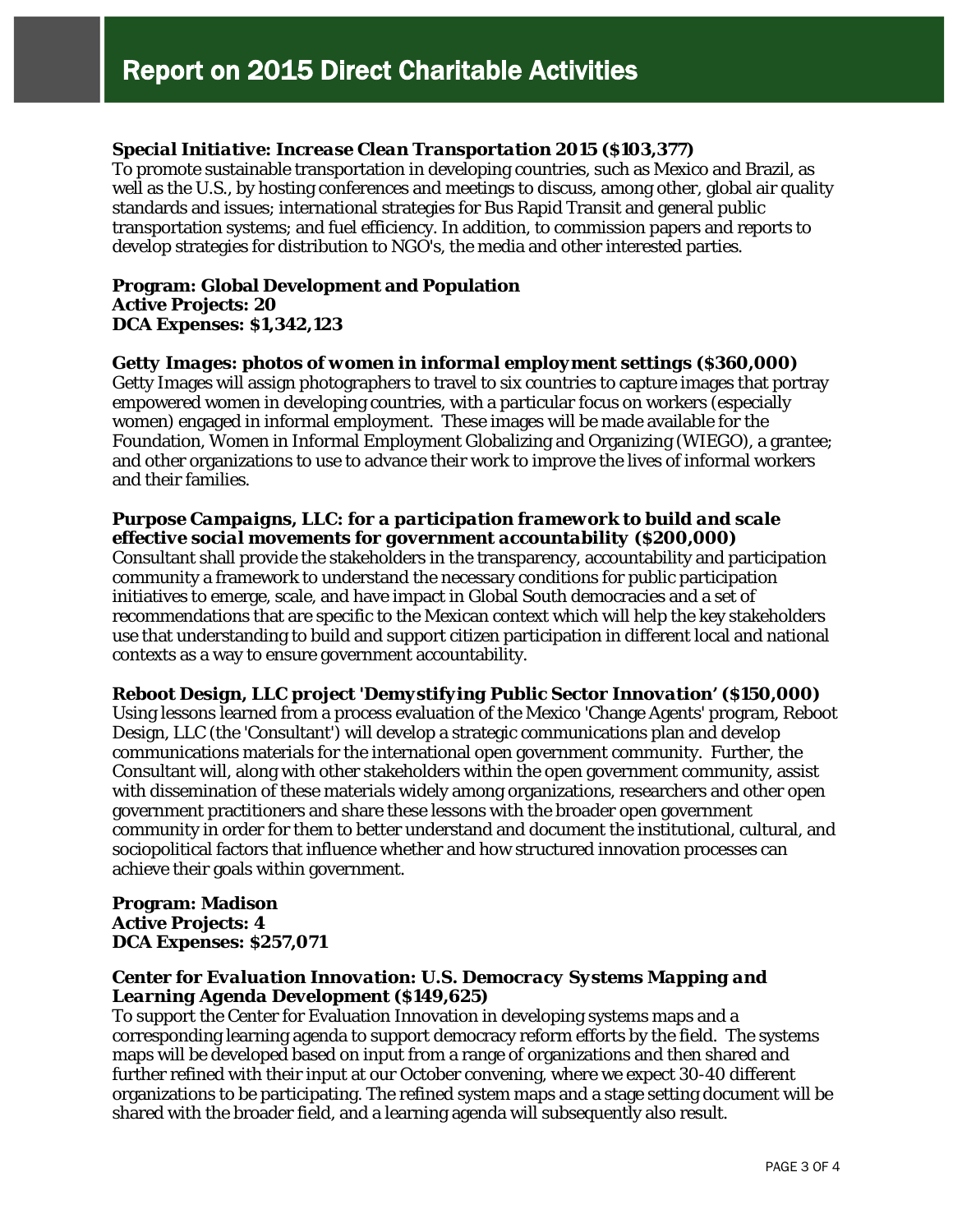# Report on 2015 Direct Charitable Activities

***Special Initiative: Increase Clean Transportation 2015 ($103,377)***
To promote sustainable transportation in developing countries, such as Mexico and Brazil, as well as the U.S., by hosting conferences and meetings to discuss, among other, global air quality standards and issues; international strategies for Bus Rapid Transit and general public transportation systems; and fuel efficiency. In addition, to commission papers and reports to develop strategies for distribution to NGO's, the media and other interested parties.

**Program: Global Development and Population**
**Active Projects: 20**
**DCA Expenses: $1,342,123**

***Getty Images: photos of women in informal employment settings ($360,000)***
Getty Images will assign photographers to travel to six countries to capture images that portray empowered women in developing countries, with a particular focus on workers (especially women) engaged in informal employment. These images will be made available for the Foundation, Women in Informal Employment Globalizing and Organizing (WIEGO), a grantee; and other organizations to use to advance their work to improve the lives of informal workers and their families.

***Purpose Campaigns, LLC: for a participation framework to build and scale effective social movements for government accountability ($200,000)***
Consultant shall provide the stakeholders in the transparency, accountability and participation community a framework to understand the necessary conditions for public participation initiatives to emerge, scale, and have impact in Global South democracies and a set of recommendations that are specific to the Mexican context which will help the key stakeholders use that understanding to build and support citizen participation in different local and national contexts as a way to ensure government accountability.

***Reboot Design, LLC project 'Demystifying Public Sector Innovation' ($150,000)***
Using lessons learned from a process evaluation of the Mexico 'Change Agents' program, Reboot Design, LLC (the 'Consultant') will develop a strategic communications plan and develop communications materials for the international open government community. Further, the Consultant will, along with other stakeholders within the open government community, assist with dissemination of these materials widely among organizations, researchers and other open government practitioners and share these lessons with the broader open government community in order for them to better understand and document the institutional, cultural, and sociopolitical factors that influence whether and how structured innovation processes can achieve their goals within government.

**Program: Madison**
**Active Projects: 4**
**DCA Expenses: $257,071**

***Center for Evaluation Innovation: U.S. Democracy Systems Mapping and Learning Agenda Development ($149,625)***
To support the Center for Evaluation Innovation in developing systems maps and a corresponding learning agenda to support democracy reform efforts by the field. The systems maps will be developed based on input from a range of organizations and then shared and further refined with their input at our October convening, where we expect 30-40 different organizations to be participating. The refined system maps and a stage setting document will be shared with the broader field, and a learning agenda will subsequently also result.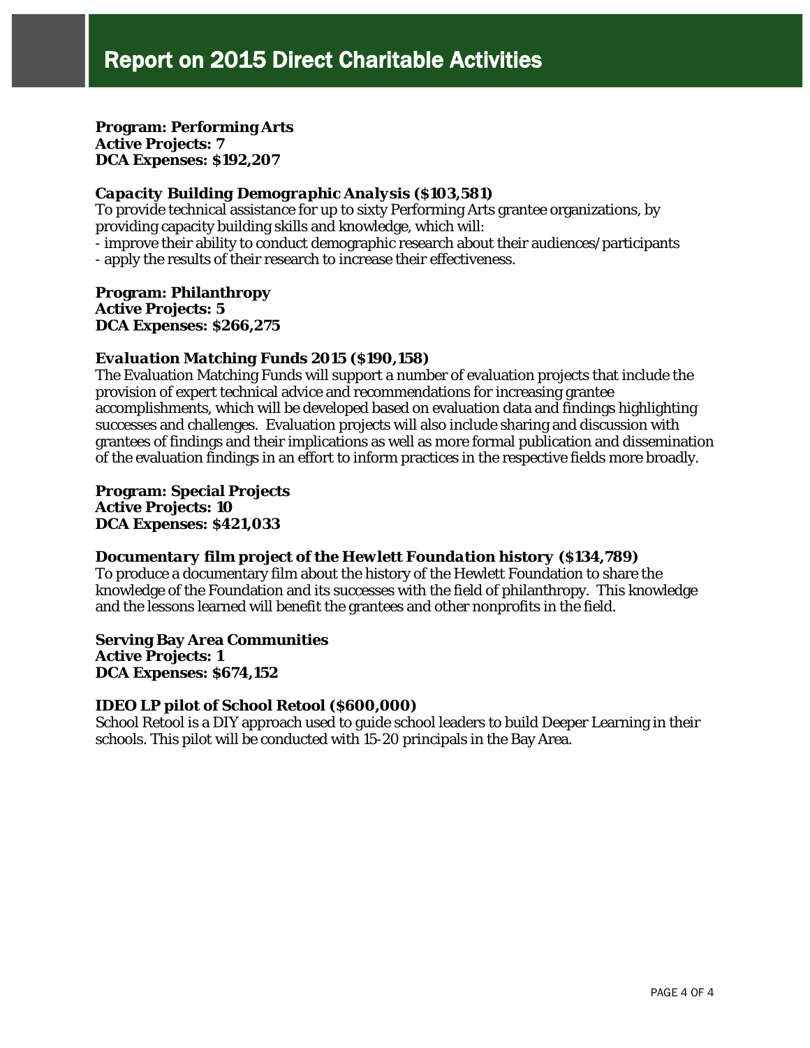# Report on 2015 Direct Charitable Activities

**Program: Performing Arts**
**Active Projects: 7**
**DCA Expenses: $192,207**

***Capacity Building Demographic Analysis ($103,581)***
To provide technical assistance for up to sixty Performing Arts grantee organizations, by providing capacity building skills and knowledge, which will:
- improve their ability to conduct demographic research about their audiences/participants
- apply the results of their research to increase their effectiveness.

**Program: Philanthropy**
**Active Projects: 5**
**DCA Expenses: $266,275**

***Evaluation Matching Funds 2015 ($190,158)***
The Evaluation Matching Funds will support a number of evaluation projects that include the provision of expert technical advice and recommendations for increasing grantee accomplishments, which will be developed based on evaluation data and findings highlighting successes and challenges. Evaluation projects will also include sharing and discussion with grantees of findings and their implications as well as more formal publication and dissemination of the evaluation findings in an effort to inform practices in the respective fields more broadly.

**Program: Special Projects**
**Active Projects: 10**
**DCA Expenses: $421,033**

***Documentary film project of the Hewlett Foundation history ($134,789)***
To produce a documentary film about the history of the Hewlett Foundation to share the knowledge of the Foundation and its successes with the field of philanthropy. This knowledge and the lessons learned will benefit the grantees and other nonprofits in the field.

**Serving Bay Area Communities**
**Active Projects: 1**
**DCA Expenses: $674,152**

**IDEO LP pilot of School Retool ($600,000)**
School Retool is a DIY approach used to guide school leaders to build Deeper Learning in their schools. This pilot will be conducted with 15-20 principals in the Bay Area.